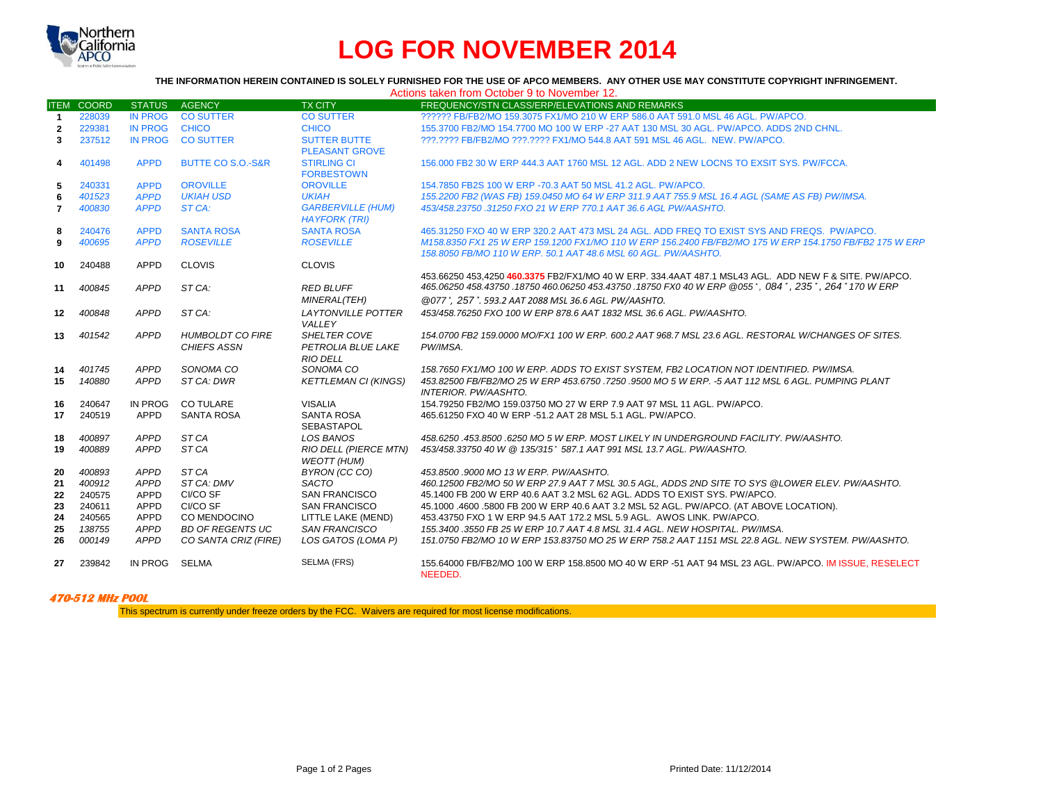# LOG FOR NOVEMBER 2014

**THE INFORMATION HEREIN CONTAINED IS SOLELY FURNISHED FOR THE USE OF APCO MEMBERS. ANY OTHER USE MAY CONSTITUTE COPYRIGHT INFRINGEMENT.**

Actions taken from October 9 to November 12.

| ITEM | COORD | STATUS | AGENCY | TX CITY | FREQUENCY/STN CLASS/ERP/ELEVATIONS AND REMARKS |
|---|---|---|---|---|---|
| 1 | 228039 | IN PROG | CO SUTTER | CO SUTTER | ?????? FB/FB2/MO 159.3075 FX1/MO 210 W ERP 586.0 AAT 591.0 MSL 46 AGL. PW/APCO. |
| 2 | 229381 | IN PROG | CHICO | CHICO | 155.3700 FB2/MO 154.7700 MO 100 W ERP -27 AAT 130 MSL 30 AGL. PW/APCO. ADDS 2ND CHNL. |
| 3 | 237512 | IN PROG | CO SUTTER | SUTTER BUTTE | ???.???? FB/FB2/MO ???.???? FX1/MO 544.8 AAT 591 MSL 46 AGL. NEW. PW/APCO. |
| 4 | 401498 | APPD | BUTTE CO S.O.-S&R | PLEASANT GROVE STIRLING CI FORBESTOWN | 156.000 FB2 30 W ERP 444.3 AAT 1760 MSL 12 AGL. ADD 2 NEW LOCNS TO EXSIT SYS. PW/FCCA. |
| 5 | 240331 | APPD | OROVILLE | OROVILLE | 154.7850 FB2S 100 W ERP -70.3 AAT 50 MSL 41.2 AGL. PW/APCO. |
| 6 | *401523* | *APPD* | *UKIAH USD* | *UKIAH* | *155.2200 FB2 (WAS FB) 159.0450 MO 64 W ERP 311.9 AAT 755.9 MSL 16.4 AGL (SAME AS FB) PW/IMSA.* |
| 7 | *400830* | *APPD* | *ST CA:* | *GARBERVILLE (HUM) HAYFORK (TRI)* | *453/458.23750 .31250 FXO 21 W ERP 770.1 AAT 36.6 AGL PW/AASHTO.* |
| 8 | 240476 | APPD | SANTA ROSA | SANTA ROSA | 465.31250 FXO 40 W ERP 320.2 AAT 473 MSL 24 AGL. ADD FREQ TO EXIST SYS AND FREQS. PW/APCO. |
| 9 | *400695* | *APPD* | *ROSEVILLE* | *ROSEVILLE* | *M158.8350 FX1 25 W ERP 159.1200 FX1/MO 110 W ERP 156.2400 FB/FB2/MO 175 W ERP 154.1750 FB/FB2 175 W ERP 158.8050 FB/MO 110 W ERP. 50.1 AAT 48.6 MSL 60 AGL. PW/AASHTO.* |
| 10 | 240488 | APPD | CLOVIS | CLOVIS | 453.66250 453,4250 **460.3375** FB2/FX1/MO 40 W ERP. 334.4AAT 487.1 MSL43 AGL. ADD NEW F & SITE. PW/APCO. |
| 11 | *400845* | *APPD* | *ST CA:* | *RED BLUFF MINERAL(TEH)* | *465.06250 458.43750 .18750 460.06250 453.43750 .18750 FX0 40 W ERP @055˚, 084˚, 235˚, 264˚170 W ERP @077˚, 257˚. 593.2 AAT 2088 MSL 36.6 AGL. PW/AASHTO.* |
| 12 | *400848* | *APPD* | *ST CA:* | *LAYTONVILLE POTTER VALLEY* | *453/458.76250 FXO 100 W ERP 878.6 AAT 1832 MSL 36.6 AGL. PW/AASHTO.* |
| 13 | *401542* | *APPD* | *HUMBOLDT CO FIRE CHIEFS ASSN* | *SHELTER COVE PETROLIA BLUE LAKE RIO DELL* | *154.0700 FB2 159.0000 MO/FX1 100 W ERP. 600.2 AAT 968.7 MSL 23.6 AGL. RESTORAL W/CHANGES OF SITES. PW/IMSA.* |
| 14 | *401745* | *APPD* | *SONOMA CO* | *SONOMA CO* | *158.7650 FX1/MO 100 W ERP. ADDS TO EXIST SYSTEM, FB2 LOCATION NOT IDENTIFIED. PW/IMSA.* |
| 15 | *140880* | *APPD* | *ST CA: DWR* | *KETTLEMAN CI (KINGS)* | *453.82500 FB/FB2/MO 25 W ERP 453.6750 .7250 .9500 MO 5 W ERP. -5 AAT 112 MSL 6 AGL. PUMPING PLANT INTERIOR. PW/AASHTO.* |
| 16 | 240647 | IN PROG | CO TULARE | VISALIA | 154.79250 FB2/MO 159.03750 MO 27 W ERP 7.9 AAT 97 MSL 11 AGL. PW/APCO. |
| 17 | 240519 | APPD | SANTA ROSA | SANTA ROSA SEBASTAPOL | 465.61250 FXO 40 W ERP -51.2 AAT 28 MSL 5.1 AGL. PW/APCO. |
| 18 | *400897* | *APPD* | *ST CA* | *LOS BANOS* | *458.6250 .453.8500 .6250 MO 5 W ERP. MOST LIKELY IN UNDERGROUND FACILITY. PW/AASHTO.* |
| 19 | *400889* | *APPD* | *ST CA* | *RIO DELL (PIERCE MTN) WEOTT (HUM)* | *453/458.33750 40 W @ 135/315˚ 587.1 AAT 991 MSL 13.7 AGL. PW/AASHTO.* |
| 20 | *400893* | *APPD* | *ST CA* | *BYRON (CC CO)* | *453.8500 .9000 MO 13 W ERP. PW/AASHTO.* |
| 21 | *400912* | *APPD* | *ST CA: DMV* | *SACTO* | *460.12500 FB2/MO 50 W ERP 27.9 AAT 7 MSL 30.5 AGL, ADDS 2ND SITE TO SYS @LOWER ELEV. PW/AASHTO.* |
| 22 | 240575 | APPD | CI/CO SF | SAN FRANCISCO | 45.1400 FB 200 W ERP 40.6 AAT 3.2 MSL 62 AGL. ADDS TO EXIST SYS. PW/APCO. |
| 23 | 240611 | APPD | CI/CO SF | SAN FRANCISCO | 45.1000 .4600 .5800 FB 200 W ERP 40.6 AAT 3.2 MSL 52 AGL. PW/APCO. (AT ABOVE LOCATION). |
| 24 | 240565 | APPD | CO MENDOCINO | LITTLE LAKE (MEND) | 453.43750 FXO 1 W ERP 94.5 AAT 172.2 MSL 5.9 AGL. AWOS LINK. PW/APCO. |
| 25 | *138755* | *APPD* | *BD OF REGENTS UC* | *SAN FRANCISCO* | *155.3400 .3550 FB 25 W ERP 10.7 AAT 4.8 MSL 31.4 AGL. NEW HOSPITAL. PW/IMSA.* |
| 26 | *000149* | *APPD* | *CO SANTA CRIZ (FIRE)* | *LOS GATOS (LOMA P)* | *151.0750 FB2/MO 10 W ERP 153.83750 MO 25 W ERP 758.2 AAT 1151 MSL 22.8 AGL. NEW SYSTEM. PW/AASHTO.* |
| 27 | 239842 | IN PROG | SELMA | SELMA (FRS) | 155.64000 FB/FB2/MO 100 W ERP 158.8500 MO 40 W ERP -51 AAT 94 MSL 23 AGL. PW/APCO. IM ISSUE, RESELECT NEEDED. |

***470-512 MHz POOL***

This spectrum is currently under freeze orders by the FCC. Waivers are required for most license modifications.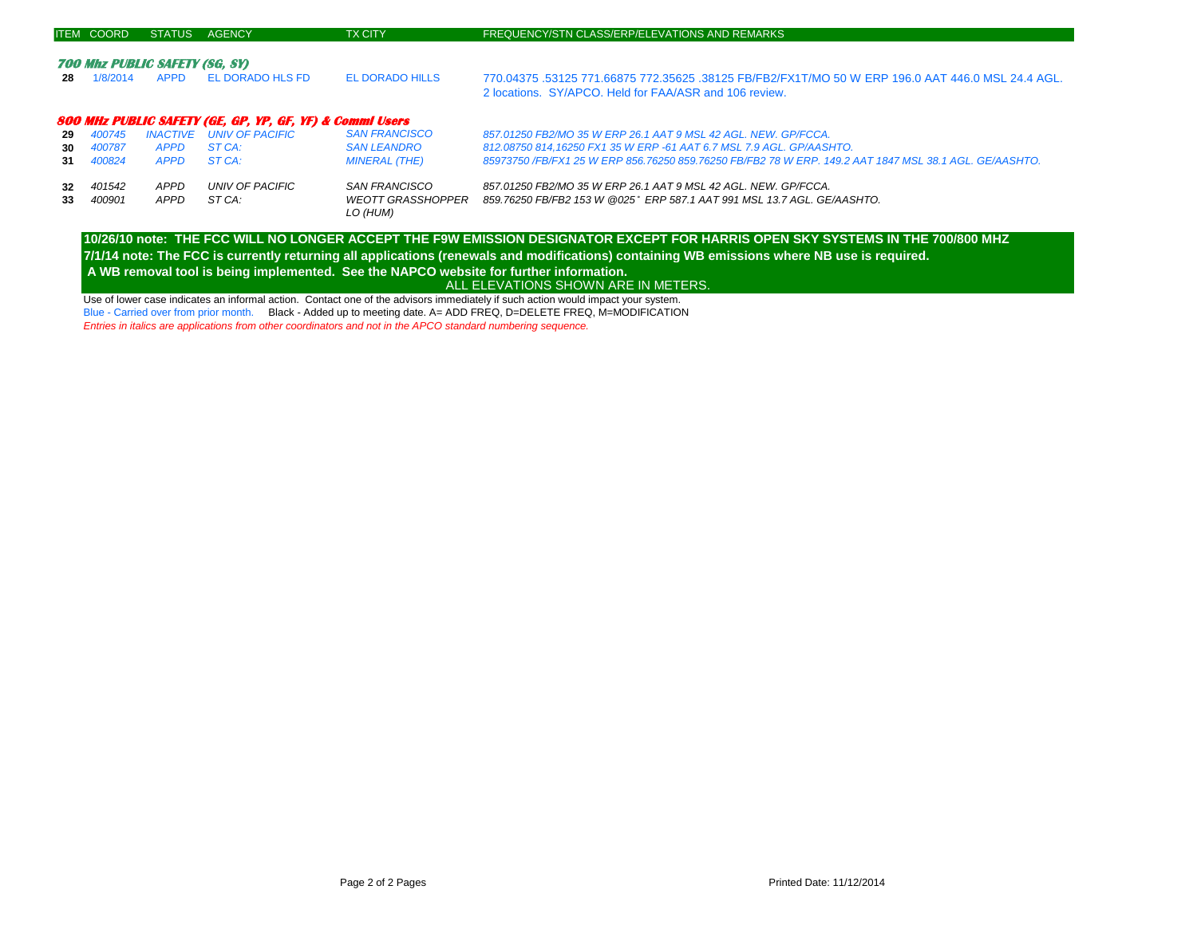| ITEM | COORD | STATUS | AGENCY | TX CITY | FREQUENCY/STN CLASS/ERP/ELEVATIONS AND REMARKS |
|---|---|---|---|---|---|
| ***700 Mhz PUBLIC SAFETY (SG, SY)*** | | | | | |
| 28 | 1/8/2014 | APPD | EL DORADO HLS FD | EL DORADO HILLS | 770.04375 .53125 771.66875 772.35625 .38125 FB/FB2/FX1T/MO 50 W ERP 196.0 AAT 446.0 MSL 24.4 AGL. 2 locations. SY/APCO. Held for FAA/ASR and 106 review. |
| ***800 MHz PUBLIC SAFETY (GE, GP, YP, GF, YF) & Comml Users*** | | | | | |
| 29 | *400745* | *INACTIVE* | *UNIV OF PACIFIC* | *SAN FRANCISCO* | *857.01250 FB2/MO 35 W ERP 26.1 AAT 9 MSL 42 AGL. NEW. GP/FCCA.* |
| 30 | *400787* | *APPD* | *ST CA:* | *SAN LEANDRO* | *812.08750 814,16250 FX1 35 W ERP -61 AAT 6.7 MSL 7.9 AGL. GP/AASHTO.* |
| 31 | *400824* | *APPD* | *ST CA:* | *MINERAL (THE)* | *85973750 /FB/FX1 25 W ERP 856.76250 859.76250 FB/FB2 78 W ERP. 149.2 AAT 1847 MSL 38.1 AGL. GE/AASHTO.* |
| 32 | *401542* | *APPD* | *UNIV OF PACIFIC* | *SAN FRANCISCO* | *857.01250 FB2/MO 35 W ERP 26.1 AAT 9 MSL 42 AGL. NEW. GP/FCCA.* |
| 33 | *400901* | *APPD* | *ST CA:* | *WEOTT GRASSHOPPER LO (HUM)* | *859.76250 FB/FB2 153 W @025˚ ERP 587.1 AAT 991 MSL 13.7 AGL. GE/AASHTO.* |

**10/26/10 note: THE FCC WILL NO LONGER ACCEPT THE F9W EMISSION DESIGNATOR EXCEPT FOR HARRIS OPEN SKY SYSTEMS IN THE 700/800 MHZ**

**7/1/14 note: The FCC is currently returning all applications (renewals and modifications) containing WB emissions where NB use is required.**

**A WB removal tool is being implemented. See the NAPCO website for further information.**

ALL ELEVATIONS SHOWN ARE IN METERS.

Use of lower case indicates an informal action. Contact one of the advisors immediately if such action would impact your system.

Blue - Carried over from prior month. Black - Added up to meeting date. A= ADD FREQ, D=DELETE FREQ, M=MODIFICATION

*Entries in italics are applications from other coordinators and not in the APCO standard numbering sequence.*

Printed Date: 11/12/2014